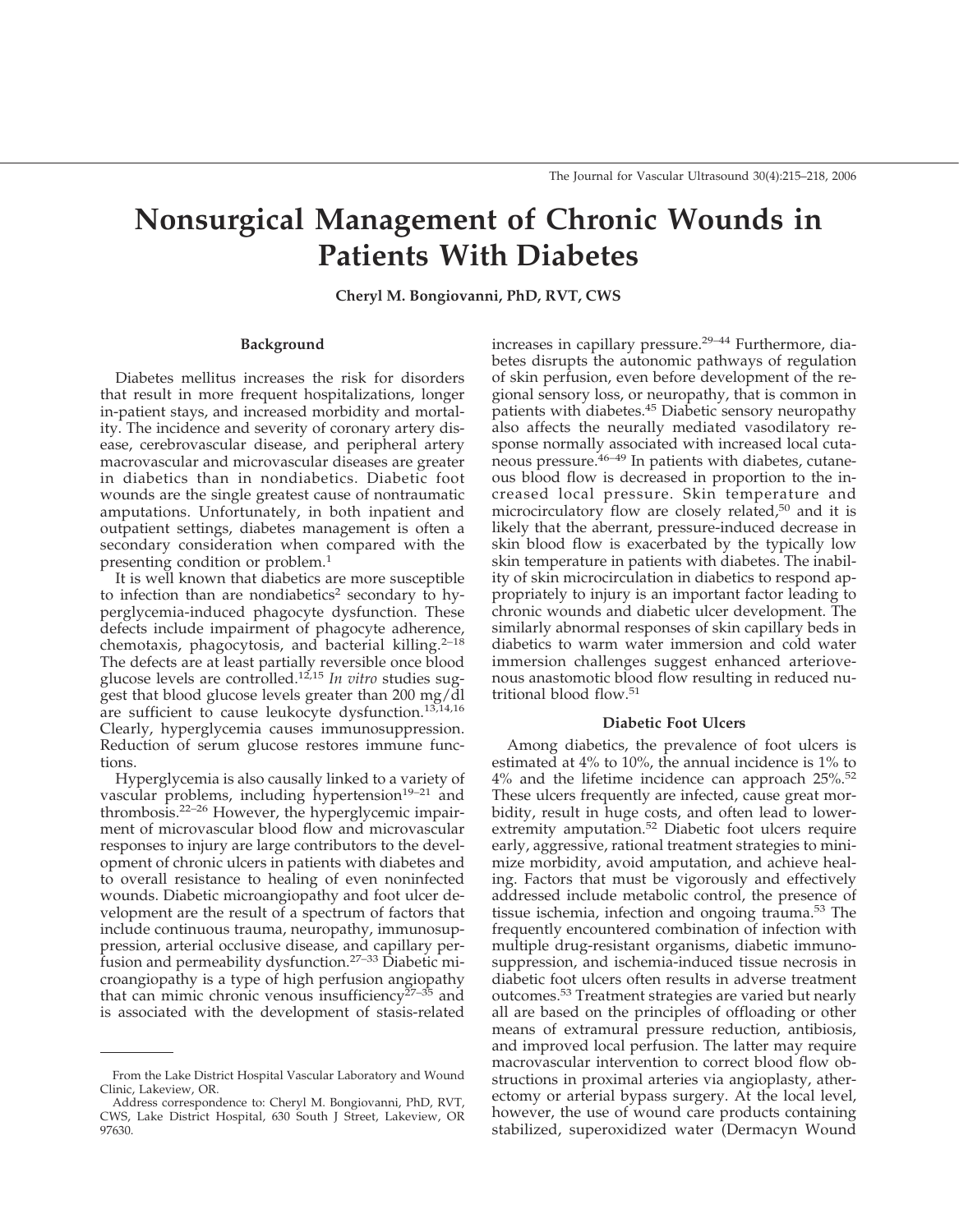# Nonsurgical Management of Chronic Wounds in Patients With Diabetes

**Cheryl M. Bongiovanni, PhD, RVT, CWS**

### Background

Diabetes mellitus increases the risk for disorders that result in more frequent hospitalizations, longer in-patient stays, and increased morbidity and mortality. The incidence and severity of coronary artery disease, cerebrovascular disease, and peripheral artery macrovascular and microvascular diseases are greater in diabetics than in nondiabetics. Diabetic foot wounds are the single greatest cause of nontraumatic amputations. Unfortunately, in both inpatient and outpatient settings, diabetes management is often a secondary consideration when compared with the presenting condition or problem.[1]

It is well known that diabetics are more susceptible to infection than are nondiabetics[2] secondary to hyperglycemia-induced phagocyte dysfunction. These defects include impairment of phagocyte adherence, chemotaxis, phagocytosis, and bacterial killing.[2–18] The defects are at least partially reversible once blood glucose levels are controlled.[12,15] *In vitro* studies suggest that blood glucose levels greater than 200 mg/dl are sufficient to cause leukocyte dysfunction.[13,14,16] Clearly, hyperglycemia causes immunosuppression. Reduction of serum glucose restores immune functions.

Hyperglycemia is also causally linked to a variety of vascular problems, including hypertension[19–21] and thrombosis.[22–26] However, the hyperglycemic impairment of microvascular blood flow and microvascular responses to injury are large contributors to the development of chronic ulcers in patients with diabetes and to overall resistance to healing of even noninfected wounds. Diabetic microangiopathy and foot ulcer development are the result of a spectrum of factors that include continuous trauma, neuropathy, immunosuppression, arterial occlusive disease, and capillary perfusion and permeability dysfunction.[27–33] Diabetic microangiopathy is a type of high perfusion angiopathy that can mimic chronic venous insufficiency[27–35] and is associated with the development of stasis-related increases in capillary pressure.[29–44] Furthermore, diabetes disrupts the autonomic pathways of regulation of skin perfusion, even before development of the regional sensory loss, or neuropathy, that is common in patients with diabetes.[45] Diabetic sensory neuropathy also affects the neurally mediated vasodilatory response normally associated with increased local cutaneous pressure.[46–49] In patients with diabetes, cutaneous blood flow is decreased in proportion to the increased local pressure. Skin temperature and microcirculatory flow are closely related,[50] and it is likely that the aberrant, pressure-induced decrease in skin blood flow is exacerbated by the typically low skin temperature in patients with diabetes. The inability of skin microcirculation in diabetics to respond appropriately to injury is an important factor leading to chronic wounds and diabetic ulcer development. The similarly abnormal responses of skin capillary beds in diabetics to warm water immersion and cold water immersion challenges suggest enhanced arteriovenous anastomotic blood flow resulting in reduced nutritional blood flow.[51]

### Diabetic Foot Ulcers

Among diabetics, the prevalence of foot ulcers is estimated at 4% to 10%, the annual incidence is 1% to 4% and the lifetime incidence can approach 25%.[52] These ulcers frequently are infected, cause great morbidity, result in huge costs, and often lead to lower-extremity amputation.[52] Diabetic foot ulcers require early, aggressive, rational treatment strategies to minimize morbidity, avoid amputation, and achieve healing. Factors that must be vigorously and effectively addressed include metabolic control, the presence of tissue ischemia, infection and ongoing trauma.[53] The frequently encountered combination of infection with multiple drug-resistant organisms, diabetic immunosuppression, and ischemia-induced tissue necrosis in diabetic foot ulcers often results in adverse treatment outcomes.[53] Treatment strategies are varied but nearly all are based on the principles of offloading or other means of extramural pressure reduction, antibiosis, and improved local perfusion. The latter may require macrovascular intervention to correct blood flow obstructions in proximal arteries via angioplasty, atherectomy or arterial bypass surgery. At the local level, however, the use of wound care products containing stabilized, superoxidized water (Dermacyn Wound

From the Lake District Hospital Vascular Laboratory and Wound Clinic, Lakeview, OR.

Address correspondence to: Cheryl M. Bongiovanni, PhD, RVT, CWS, Lake District Hospital, 630 South J Street, Lakeview, OR 97630.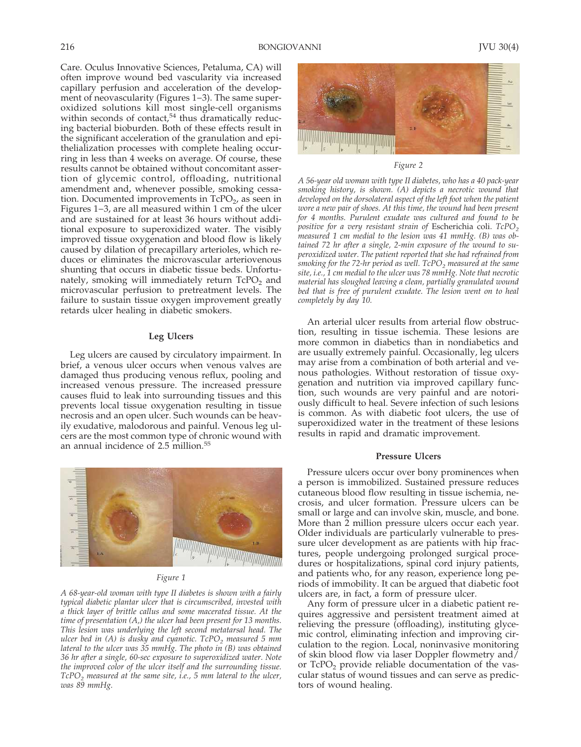Care. Oculus Innovative Sciences, Petaluma, CA) will often improve wound bed vascularity via increased capillary perfusion and acceleration of the development of neovascularity (Figures 1–3). The same superoxidized solutions kill most single-cell organisms within seconds of contact,[54] thus dramatically reducing bacterial bioburden. Both of these effects result in the significant acceleration of the granulation and epithelialization processes with complete healing occurring in less than 4 weeks on average. Of course, these results cannot be obtained without concomitant assertion of glycemic control, offloading, nutritional amendment and, whenever possible, smoking cessation. Documented improvements in $TcPO_2$, as seen in Figures 1–3, are all measured within 1 cm of the ulcer and are sustained for at least 36 hours without additional exposure to superoxidized water. The visibly improved tissue oxygenation and blood flow is likely caused by dilation of precapillary arterioles, which reduces or eliminates the microvascular arteriovenous shunting that occurs in diabetic tissue beds. Unfortunately, smoking will immediately return $TcPO_2$ and microvascular perfusion to pretreatment levels. The failure to sustain tissue oxygen improvement greatly retards ulcer healing in diabetic smokers.

## Leg Ulcers

Leg ulcers are caused by circulatory impairment. In brief, a venous ulcer occurs when venous valves are damaged thus producing venous reflux, pooling and increased venous pressure. The increased pressure causes fluid to leak into surrounding tissues and this prevents local tissue oxygenation resulting in tissue necrosis and an open ulcer. Such wounds can be heavily exudative, malodorous and painful. Venous leg ulcers are the most common type of chronic wound with an annual incidence of 2.5 million.[55]

*Figure 1*

*A 68-year-old woman with type II diabetes is shown with a fairly typical diabetic plantar ulcer that is circumscribed, invested with a thick layer of brittle callus and some macerated tissue. At the time of presentation (A,) the ulcer had been present for 13 months. This lesion was underlying the left second metatarsal head. The ulcer bed in (A) is dusky and cyanotic. $TcPO_2$ measured 5 mm lateral to the ulcer was 35 mmHg. The photo in (B) was obtained 36 hr after a single, 60-sec exposure to superoxidized water. Note the improved color of the ulcer itself and the surrounding tissue. $TcPO_2$ measured at the same site, i.e., 5 mm lateral to the ulcer, was 89 mmHg.*

*Figure 2*

*A 56-year old woman with type II diabetes, who has a 40 pack-year smoking history, is shown. (A) depicts a necrotic wound that developed on the dorsolateral aspect of the left foot when the patient wore a new pair of shoes. At this time, the wound had been present for 4 months. Purulent exudate was cultured and found to be positive for a very resistant strain of* Escherichia coli. *$TcPO_2$ measured 1 cm medial to the lesion was 41 mmHg. (B) was obtained 72 hr after a single, 2-min exposure of the wound to superoxidized water. The patient reported that she had refrained from smoking for the 72-hr period as well. $TcPO_2$ measured at the same site, i.e., 1 cm medial to the ulcer was 78 mmHg. Note that necrotic material has sloughed leaving a clean, partially granulated wound bed that is free of purulent exudate. The lesion went on to heal completely by day 10.*

An arterial ulcer results from arterial flow obstruction, resulting in tissue ischemia. These lesions are more common in diabetics than in nondiabetics and are usually extremely painful. Occasionally, leg ulcers may arise from a combination of both arterial and venous pathologies. Without restoration of tissue oxygenation and nutrition via improved capillary function, such wounds are very painful and are notoriously difficult to heal. Severe infection of such lesions is common. As with diabetic foot ulcers, the use of superoxidized water in the treatment of these lesions results in rapid and dramatic improvement.

## Pressure Ulcers

Pressure ulcers occur over bony prominences when a person is immobilized. Sustained pressure reduces cutaneous blood flow resulting in tissue ischemia, necrosis, and ulcer formation. Pressure ulcers can be small or large and can involve skin, muscle, and bone. More than 2 million pressure ulcers occur each year. Older individuals are particularly vulnerable to pressure ulcer development as are patients with hip fractures, people undergoing prolonged surgical procedures or hospitalizations, spinal cord injury patients, and patients who, for any reason, experience long periods of immobility. It can be argued that diabetic foot ulcers are, in fact, a form of pressure ulcer.

Any form of pressure ulcer in a diabetic patient requires aggressive and persistent treatment aimed at relieving the pressure (offloading), instituting glycemic control, eliminating infection and improving circulation to the region. Local, noninvasive monitoring of skin blood flow via laser Doppler flowmetry and/or $TcPO_2$ provide reliable documentation of the vascular status of wound tissues and can serve as predictors of wound healing.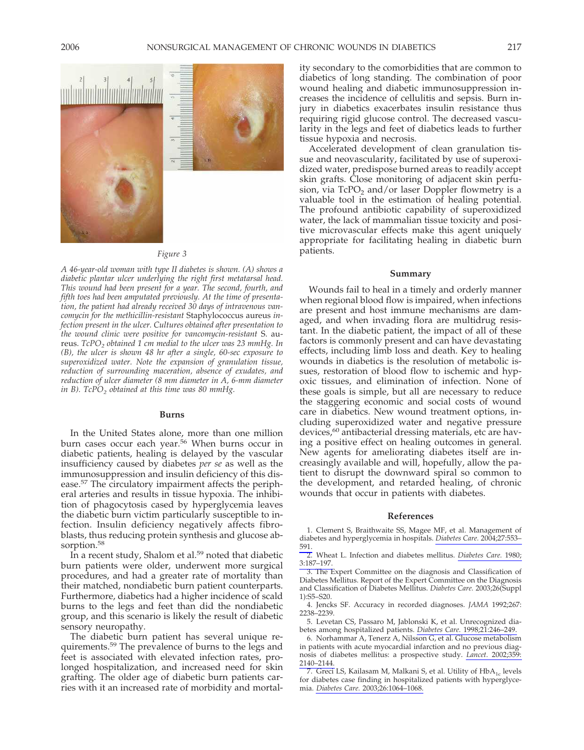*Figure 3*

*A 46-year-old woman with type II diabetes is shown. (A) shows a diabetic plantar ulcer underlying the right first metatarsal head. This wound had been present for a year. The second, fourth, and fifth toes had been amputated previously. At the time of presentation, the patient had already received 30 days of intravenous vancomycin for the methicillin-resistant* Staphylococcus aureus *infection present in the ulcer. Cultures obtained after presentation to the wound clinic were positive for vancomycin-resistant* S. aureus. *$TcPO_2$ obtained 1 cm medial to the ulcer was 23 mmHg. In (B), the ulcer is shown 48 hr after a single, 60-sec exposure to superoxidized water. Note the expansion of granulation tissue, reduction of surrounding maceration, absence of exudates, and reduction of ulcer diameter (8 mm diameter in A, 6-mm diameter in B). $TcPO_2$ obtained at this time was 80 mmHg.*

## Burns

In the United States alone, more than one million burn cases occur each year.[56] When burns occur in diabetic patients, healing is delayed by the vascular insufficiency caused by diabetes *per se* as well as the immunosuppression and insulin deficiency of this disease.[57] The circulatory impairment affects the peripheral arteries and results in tissue hypoxia. The inhibition of phagocytosis cased by hyperglycemia leaves the diabetic burn victim particularly susceptible to infection. Insulin deficiency negatively affects fibroblasts, thus reducing protein synthesis and glucose absorption.[58]

In a recent study, Shalom et al.[59] noted that diabetic burn patients were older, underwent more surgical procedures, and had a greater rate of mortality than their matched, nondiabetic burn patient counterparts. Furthermore, diabetics had a higher incidence of scald burns to the legs and feet than did the nondiabetic group, and this scenario is likely the result of diabetic sensory neuropathy.

The diabetic burn patient has several unique requirements.[59] The prevalence of burns to the legs and feet is associated with elevated infection rates, prolonged hospitalization, and increased need for skin grafting. The older age of diabetic burn patients carries with it an increased rate of morbidity and mortality secondary to the comorbidities that are common to diabetics of long standing. The combination of poor wound healing and diabetic immunosuppression increases the incidence of cellulitis and sepsis. Burn injury in diabetics exacerbates insulin resistance thus requiring rigid glucose control. The decreased vascularity in the legs and feet of diabetics leads to further tissue hypoxia and necrosis.

Accelerated development of clean granulation tissue and neovascularity, facilitated by use of superoxidized water, predispose burned areas to readily accept skin grafts. Close monitoring of adjacent skin perfusion, via $TcPO_2$ and/or laser Doppler flowmetry is a valuable tool in the estimation of healing potential. The profound antibiotic capability of superoxidized water, the lack of mammalian tissue toxicity and positive microvascular effects make this agent uniquely appropriate for facilitating healing in diabetic burn patients.

## Summary

Wounds fail to heal in a timely and orderly manner when regional blood flow is impaired, when infections are present and host immune mechanisms are damaged, and when invading flora are multidrug resistant. In the diabetic patient, the impact of all of these factors is commonly present and can have devastating effects, including limb loss and death. Key to healing wounds in diabetics is the resolution of metabolic issues, restoration of blood flow to ischemic and hypoxic tissues, and elimination of infection. None of these goals is simple, but all are necessary to reduce the staggering economic and social costs of wound care in diabetics. New wound treatment options, including superoxidized water and negative pressure devices,[60] antibacterial dressing materials, etc are having a positive effect on healing outcomes in general. New agents for ameliorating diabetes itself are increasingly available and will, hopefully, allow the patient to disrupt the downward spiral so common to the development, and retarded healing, of chronic wounds that occur in patients with diabetes.

## References

1. Clement S, Braithwaite SS, Magee MF, et al. Management of diabetes and hyperglycemia in hospitals. *Diabetes Care.* 2004;27:553–591.
2. Wheat L. Infection and diabetes mellitus. *Diabetes Care.* 1980; 3:187–197.
3. The Expert Committee on the diagnosis and Classification of Diabetes Mellitus. Report of the Expert Committee on the Diagnosis and Classification of Diabetes Mellitus. *Diabetes Care.* 2003;26(Suppl 1):S5–S20.
4. Jencks SF. Accuracy in recorded diagnoses. *JAMA* 1992;267: 2238–2239.
5. Levetan CS, Passaro M, Jablonski K, et al. Unrecognized diabetes among hospitalized patients. *Diabetes Care.* 1998;21:246–249.
6. Norhammar A, Tenerz A, Nilsson G, et al. Glucose metabolism in patients with acute myocardial infarction and no previous diagnosis of diabetes mellitus: a prospective study. *Lancet.* 2002;359: 2140–2144.
7. Greci LS, Kailasam M, Malkani S, et al. Utility of $HbA_{1c}$ levels for diabetes case finding in hospitalized patients with hyperglycemia. *Diabetes Care.* 2003;26:1064–1068.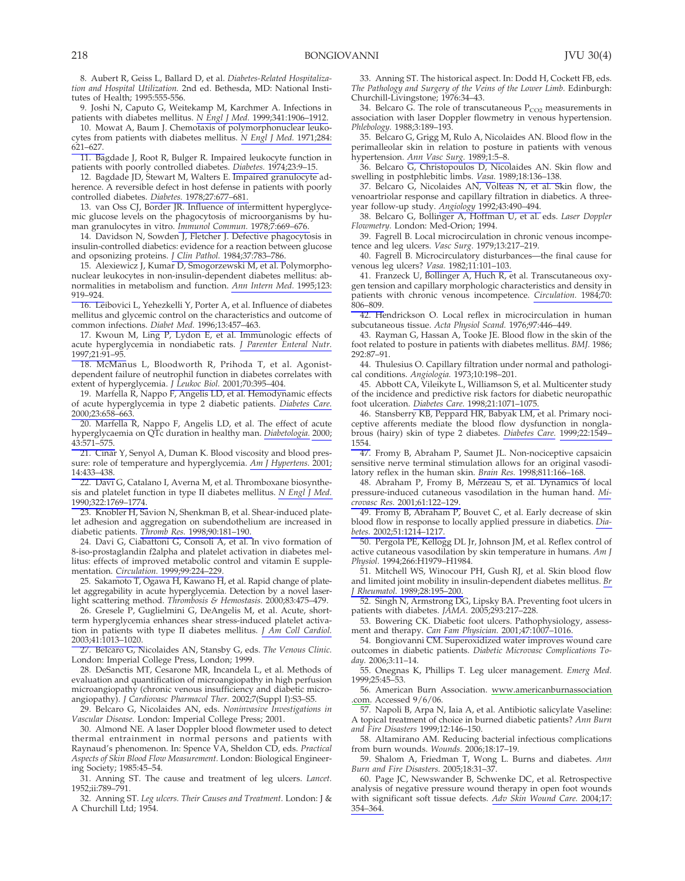8. Aubert R, Geiss L, Ballard D, et al. *Diabetes-Related Hospitalization and Hospital Utilization.* 2nd ed. Bethesda, MD: National Institutes of Health; 1995:555-556.

9. Joshi N, Caputo G, Weitekamp M, Karchmer A. Infections in patients with diabetes mellitus. *N Engl J Med.* 1999;341:1906–1912.

10. Mowat A, Baum J. Chemotaxis of polymorphonuclear leukocytes from patients with diabetes mellitus. *N Engl J Med.* 1971;284: 621–627.

11. Bagdade J, Root R, Bulger R. Impaired leukocyte function in patients with poorly controlled diabetes. *Diabetes.* 1974;23:9–15.

12. Bagdade JD, Stewart M, Walters E. Impaired granulocyte adherence. A reversible defect in host defense in patients with poorly controlled diabetes. *Diabetes.* 1978;27:677–681.

13. van Oss CJ, Border JR. Influence of intermittent hyperglycemic glucose levels on the phagocytosis of microorganisms by human granulocytes in vitro. *Immunol Commun.* 1978;7:669–676.

14. Davidson N, Sowden J, Fletcher J. Defective phagocytosis in insulin-controlled diabetics: evidence for a reaction between glucose and opsonizing proteins. *J Clin Pathol.* 1984;37:783–786.

15. Alexiewicz J, Kumar D, Smogorzewski M, et al. Polymorphonuclear leukocytes in non-insulin-dependent diabetes mellitus: abnormalities in metabolism and function. *Ann Intern Med.* 1995;123: 919–924.

16. Leibovici L, Yehezkelli Y, Porter A, et al. Influence of diabetes mellitus and glycemic control on the characteristics and outcome of common infections. *Diabet Med.* 1996;13:457–463.

17. Kwoun M, Ling P, Lydon E, et al. Immunologic effects of acute hyperglycemia in nondiabetic rats. *J Parenter Enteral Nutr.* 1997;21:91–95.

18. McManus L, Bloodworth R, Prihoda T, et al. Agonist-dependent failure of neutrophil function in diabetes correlates with extent of hyperglycemia. *J Leukoc Biol.* 2001;70:395–404.

19. Marfella R, Nappo F, Angelis LD, et al. Hemodynamic effects of acute hyperglycemia in type 2 diabetic patients. *Diabetes Care.* 2000;23:658–663.

20. Marfella R, Nappo F, Angelis LD, et al. The effect of acute hyperglycaemia on QTc duration in healthy man. *Diabetologia.* 2000; 43:571–575.

21. Cinar Y, Senyol A, Duman K. Blood viscosity and blood pressure: role of temperature and hyperglycemia. *Am J Hypertens.* 2001; 14:433–438.

22. Davi G, Catalano I, Averna M, et al. Thromboxane biosynthesis and platelet function in type II diabetes mellitus. *N Engl J Med.* 1990;322:1769–1774.

23. Knobler H, Savion N, Shenkman B, et al. Shear-induced platelet adhesion and aggregation on subendothelium are increased in diabetic patients. *Thromb Res.* 1998;90:181–190.

24. Davi G, Ciabattoni G, Consoli A, et al. In vivo formation of 8-iso-prostaglandin f2alpha and platelet activation in diabetes mellitus: effects of improved metabolic control and vitamin E supplementation. *Circulation.* 1999;99:224–229.

25. Sakamoto T, Ogawa H, Kawano H, et al. Rapid change of platelet aggregability in acute hyperglycemia. Detection by a novel laser-light scattering method. *Thrombosis & Hemostasis.* 2000;83:475–479.

26. Gresele P, Guglielmini G, DeAngelis M, et al. Acute, short-term hyperglycemia enhances shear stress-induced platelet activation in patients with type II diabetes mellitus. *J Am Coll Cardiol.* 2003;41:1013–1020.

27. Belcaro G, Nicolaides AN, Stansby G, eds. *The Venous Clinic.* London: Imperial College Press, London; 1999.

28. DeSanctis MT, Cesarone MR, Incandela L, et al. Methods of evaluation and quantification of microangiopathy in high perfusion microangiopathy (chronic venous insufficiency and diabetic microangiopathy). *J Cardiovasc Pharmacol Ther.* 2002;7(Suppl I):S3–S5.

29. Belcaro G, Nicolaides AN, eds. *Noninvasive Investigations in Vascular Disease.* London: Imperial College Press; 2001.

30. Almond NE. A laser Doppler blood flowmeter used to detect thermal entrainment in normal persons and patients with Raynaud's phenomenon. In: Spence VA, Sheldon CD, eds. *Practical Aspects of Skin Blood Flow Measurement.* London: Biological Engineering Society; 1985:45–54.

31. Anning ST. The cause and treatment of leg ulcers. *Lancet.* 1952;ii:789–791.

32. Anning ST. *Leg ulcers. Their Causes and Treatment.* London: J & A Churchill Ltd; 1954.

33. Anning ST. The historical aspect. In: Dodd H, Cockett FB, eds. *The Pathology and Surgery of the Veins of the Lower Limb.* Edinburgh: Churchill-Livingstone; 1976:34–43.

34. Belcaro G. The role of transcutaneous $P_{CO2}$ measurements in association with laser Doppler flowmetry in venous hypertension. *Phlebology.* 1988;3:189–193.

35. Belcaro G, Grigg M, Rulo A, Nicolaides AN. Blood flow in the perimalleolar skin in relation to posture in patients with venous hypertension. *Ann Vasc Surg.* 1989;1:5–8.

36. Belcaro G, Christopoulos D, Nicolaides AN. Skin flow and swelling in postphlebitic limbs. *Vasa.* 1989;18:136–138.

37. Belcaro G, Nicolaides AN, Volteas N, et al. Skin flow, the venoartriolar response and capillary filtration in diabetics. A three-year follow-up study. *Angiology* 1992;43:490–494.

38. Belcaro G, Bollinger A, Hoffman U, et al. eds. *Laser Doppler Flowmetry.* London: Med-Orion; 1994.

39. Fagrell B. Local microcirculation in chronic venous incompetence and leg ulcers. *Vasc Surg.* 1979;13:217–219.

40. Fagrell B. Microcirculatory disturbances—the final cause for venous leg ulcers? *Vasa.* 1982;11:101–103.

41. Franzeck U, Bollinger A, Huch R, et al. Transcutaneous oxygen tension and capillary morphologic characteristics and density in patients with chronic venous incompetence. *Circulation.* 1984;70: 806–809.

42. Hendrickson O. Local reflex in microcirculation in human subcutaneous tissue. *Acta Physiol Scand.* 1976;97:446–449.

43. Rayman G, Hassan A, Tooke JE. Blood flow in the skin of the foot related to posture in patients with diabetes mellitus. *BMJ.* 1986; 292:87–91.

44. Thulesius O. Capillary filtration under normal and pathological conditions. *Angiologia.* 1973;10:198–201.

45. Abbott CA, Vileikyte L, Williamson S, et al. Multicenter study of the incidence and predictive risk factors for diabetic neuropathic foot ulceration. *Diabetes Care.* 1998;21:1071–1075.

46. Stansberry KB, Peppard HR, Babyak LM, et al. Primary nociceptive afferents mediate the blood flow dysfunction in nonglabrous (hairy) skin of type 2 diabetes. *Diabetes Care.* 1999;22:1549–1554.

47. Fromy B, Abraham P, Saumet JL. Non-nociceptive capsaicin sensitive nerve terminal stimulation allows for an original vasodilatory reflex in the human skin. *Brain Res.* 1998;811:166–168.

48. Abraham P, Fromy B, Merzeau S, et al. Dynamics of local pressure-induced cutaneous vasodilation in the human hand. *Microvasc Res.* 2001;61:122–129.

49. Fromy B, Abraham P, Bouvet C, et al. Early decrease of skin blood flow in response to locally applied pressure in diabetics. *Diabetes.* 2002;51:1214–1217.

50. Pergola PE, Kellogg DL Jr, Johnson JM, et al. Reflex control of active cutaneous vasodilation by skin temperature in humans. *Am J Physiol.* 1994;266:H1979–H1984.

51. Mitchell WS, Winocour PH, Gush RJ, et al. Skin blood flow and limited joint mobility in insulin-dependent diabetes mellitus. *Br J Rheumatol.* 1989;28:195–200.

52. Singh N, Armstrong DG, Lipsky BA. Preventing foot ulcers in patients with diabetes. *JAMA.* 2005;293:217–228.

53. Bowering CK. Diabetic foot ulcers. Pathophysiology, assessment and therapy. *Can Fam Physician.* 2001;47:1007–1016.

54. Bongiovanni CM. Superoxidized water improves wound care outcomes in diabetic patients. *Diabetic Microvasc Complications Today.* 2006;3:11–14.

55. Onegnas K, Phillips T. Leg ulcer management. *Emerg Med.* 1999;25:45–53.

56. American Burn Association. www.americanburnassociation.com. Accessed 9/6/06.

57. Napoli B, Arpa N, Iaia A, et al. Antibiotic salicylate Vaseline: A topical treatment of choice in burned diabetic patients? *Ann Burn and Fire Disasters* 1999;12:146–150.

58. Altamirano AM. Reducing bacterial infectious complications from burn wounds. *Wounds.* 2006;18:17–19.

59. Shalom A, Friedman T, Wong L. Burns and diabetes. *Ann Burn and Fire Disasters.* 2005;18:31–37.

60. Page JC, Newswander B, Schwenke DC, et al. Retrospective analysis of negative pressure wound therapy in open foot wounds with significant soft tissue defects. *Adv Skin Wound Care.* 2004;17: 354–364.